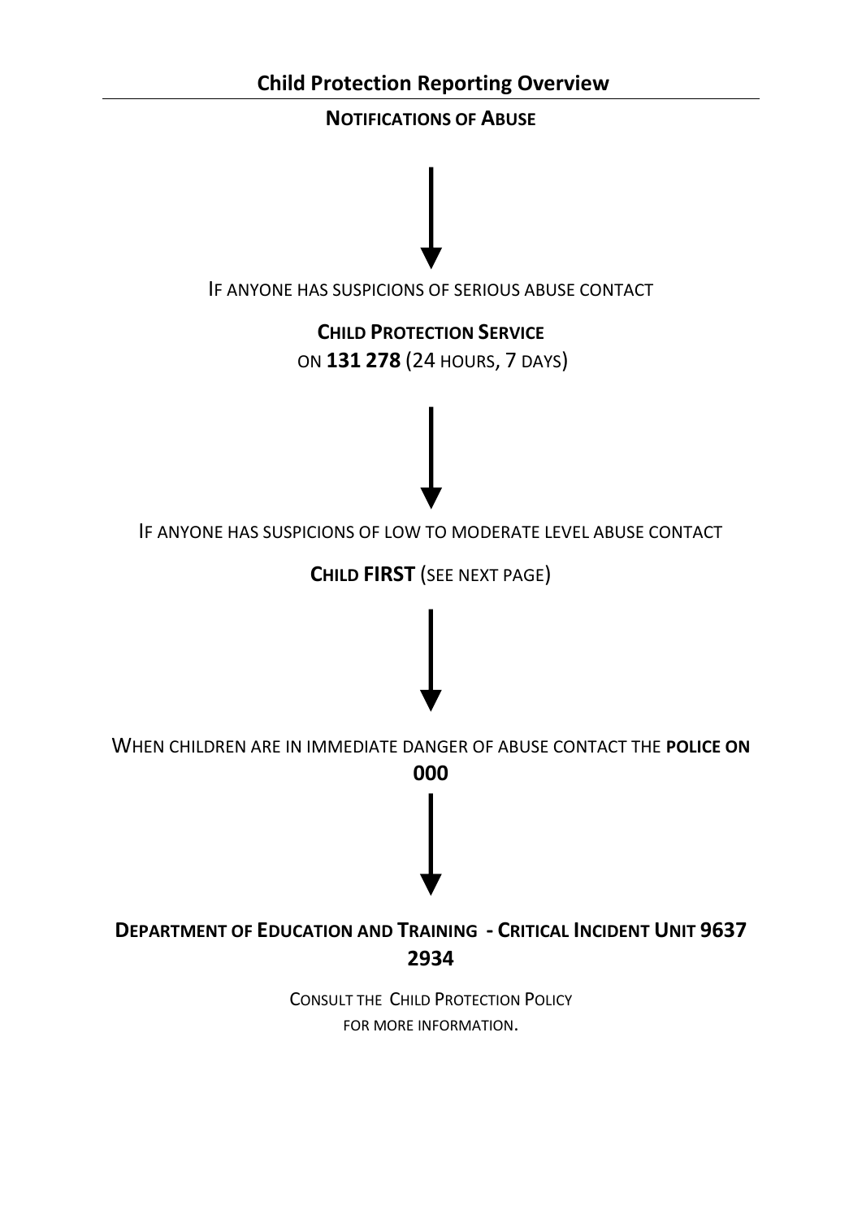## Child Protection Reporting Overview

**NOTIFICATIONS OF ABUSE**

↓

IF ANYONE HAS SUSPICIONS OF SERIOUS ABUSE CONTACT

**CHILD PROTECTION SERVICE**

ON **131 278** (24 HOURS, 7 DAYS)

↓

IF ANYONE HAS SUSPICIONS OF LOW TO MODERATE LEVEL ABUSE CONTACT

**CHILD FIRST** (SEE NEXT PAGE)

↓

WHEN CHILDREN ARE IN IMMEDIATE DANGER OF ABUSE CONTACT THE **POLICE ON 000**

↓

**DEPARTMENT OF EDUCATION AND TRAINING - CRITICAL INCIDENT UNIT 9637 2934**

CONSULT THE CHILD PROTECTION POLICY FOR MORE INFORMATION.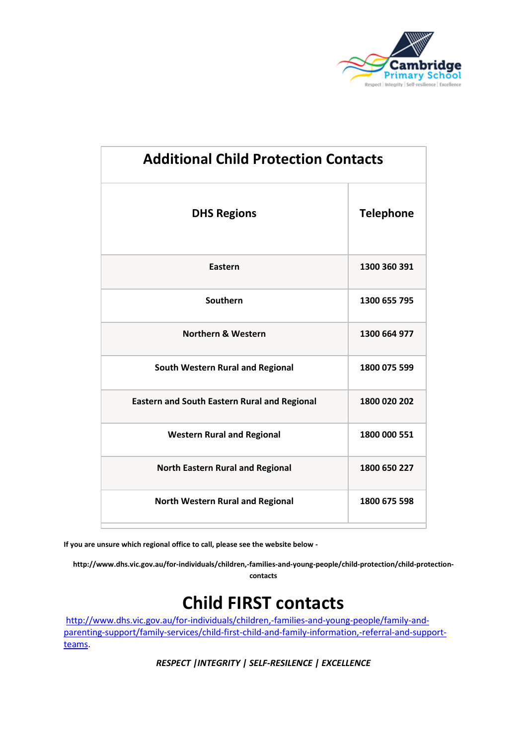| Additional Child Protection Contacts | |
|---|---|
| **DHS Regions** | **Telephone** |
| Eastern | 1300 360 391 |
| Southern | 1300 655 795 |
| Northern & Western | 1300 664 977 |
| South Western Rural and Regional | 1800 075 599 |
| Eastern and South Eastern Rural and Regional | 1800 020 202 |
| Western Rural and Regional | 1800 000 551 |
| North Eastern Rural and Regional | 1800 650 227 |
| North Western Rural and Regional | 1800 675 598 |

**If you are unsure which regional office to call, please see the website below -**

**http://www.dhs.vic.gov.au/for-individuals/children,-families-and-young-people/child-protection/child-protection-contacts**

# Child FIRST contacts

http://www.dhs.vic.gov.au/for-individuals/children,-families-and-young-people/family-and-parenting-support/family-services/child-first-child-and-family-information,-referral-and-support-teams.

***RESPECT |INTEGRITY | SELF-RESILENCE | EXCELLENCE***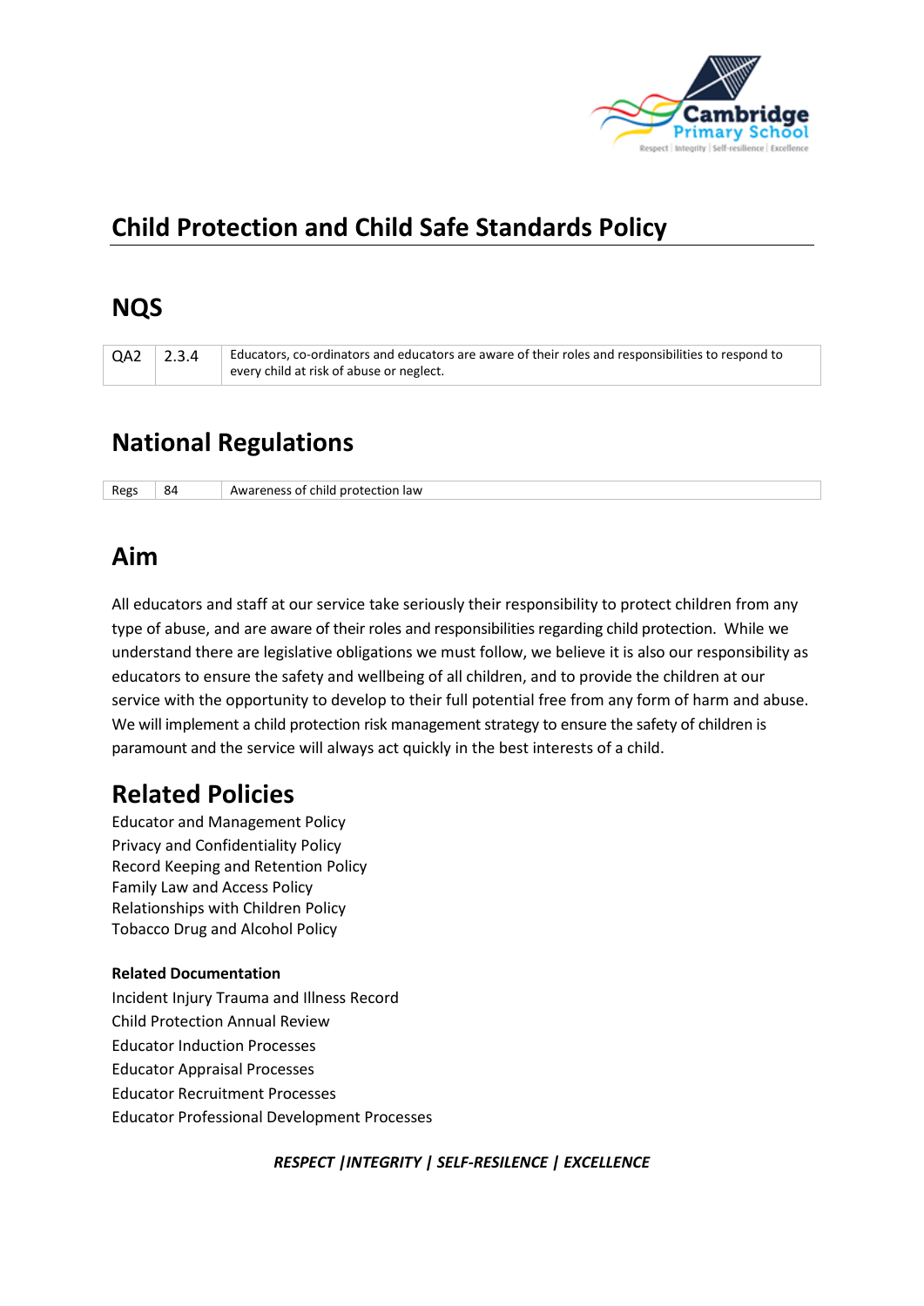# Child Protection and Child Safe Standards Policy

## NQS

| | | |
|---|---|---|
| QA2 | 2.3.4 | Educators, co-ordinators and educators are aware of their roles and responsibilities to respond to every child at risk of abuse or neglect. |

## National Regulations

| | | |
|---|---|---|
| Regs | 84 | Awareness of child protection law |

## Aim

All educators and staff at our service take seriously their responsibility to protect children from any type of abuse, and are aware of their roles and responsibilities regarding child protection. While we understand there are legislative obligations we must follow, we believe it is also our responsibility as educators to ensure the safety and wellbeing of all children, and to provide the children at our service with the opportunity to develop to their full potential free from any form of harm and abuse. We will implement a child protection risk management strategy to ensure the safety of children is paramount and the service will always act quickly in the best interests of a child.

## Related Policies

Educator and Management Policy
Privacy and Confidentiality Policy
Record Keeping and Retention Policy
Family Law and Access Policy
Relationships with Children Policy
Tobacco Drug and Alcohol Policy

**Related Documentation**

Incident Injury Trauma and Illness Record
Child Protection Annual Review
Educator Induction Processes
Educator Appraisal Processes
Educator Recruitment Processes
Educator Professional Development Processes

***RESPECT |INTEGRITY | SELF-RESILENCE | EXCELLENCE***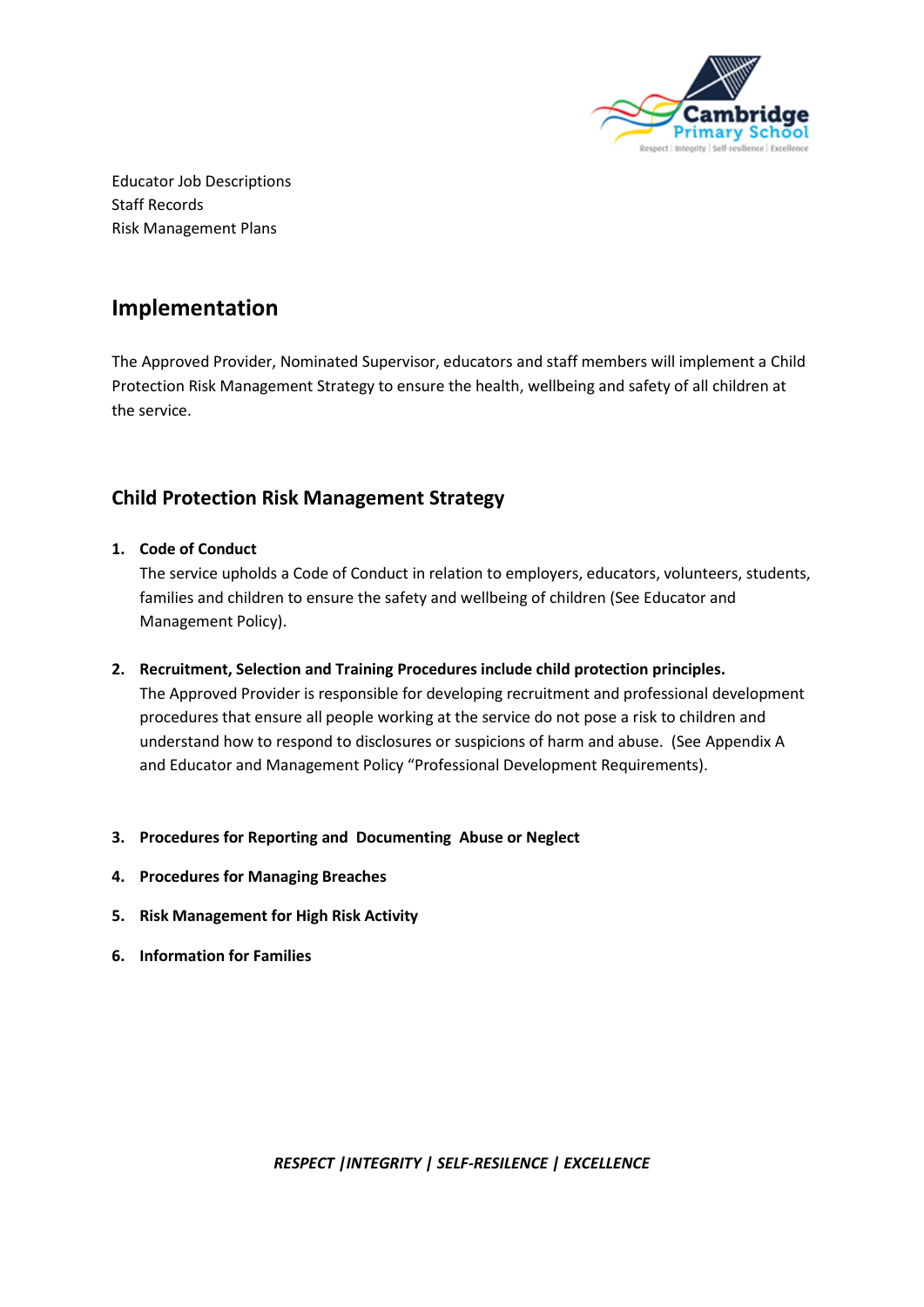Educator Job Descriptions
Staff Records
Risk Management Plans

## Implementation

The Approved Provider, Nominated Supervisor, educators and staff members will implement a Child Protection Risk Management Strategy to ensure the health, wellbeing and safety of all children at the service.

### Child Protection Risk Management Strategy

1. **Code of Conduct**
   The service upholds a Code of Conduct in relation to employers, educators, volunteers, students, families and children to ensure the safety and wellbeing of children (See Educator and Management Policy).

2. **Recruitment, Selection and Training Procedures include child protection principles.**
   The Approved Provider is responsible for developing recruitment and professional development procedures that ensure all people working at the service do not pose a risk to children and understand how to respond to disclosures or suspicions of harm and abuse. (See Appendix A and Educator and Management Policy "Professional Development Requirements).

3. **Procedures for Reporting and Documenting Abuse or Neglect**

4. **Procedures for Managing Breaches**

5. **Risk Management for High Risk Activity**

6. **Information for Families**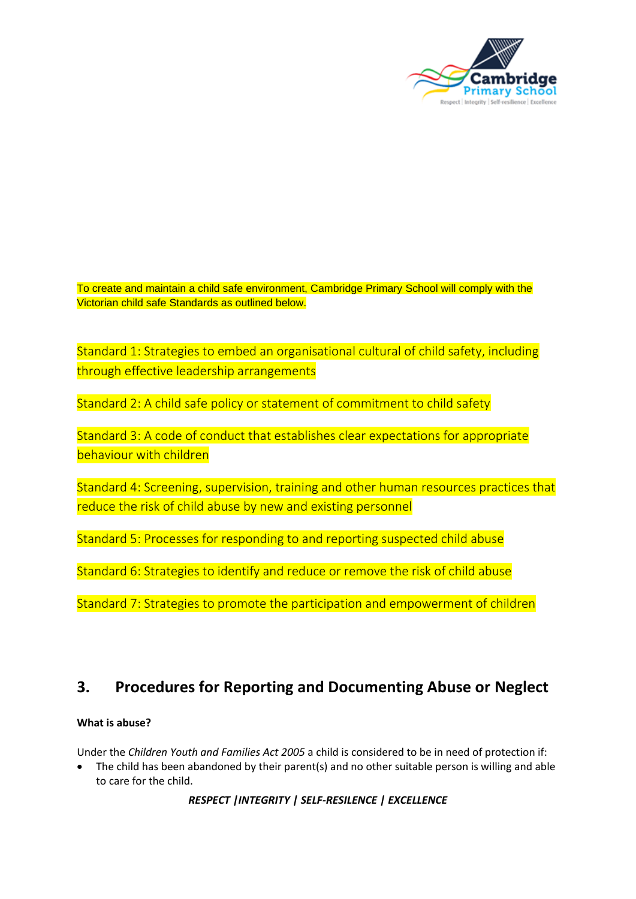To create and maintain a child safe environment, Cambridge Primary School will comply with the Victorian child safe Standards as outlined below.

Standard 1: Strategies to embed an organisational cultural of child safety, including through effective leadership arrangements

Standard 2: A child safe policy or statement of commitment to child safety

Standard 3: A code of conduct that establishes clear expectations for appropriate behaviour with children

Standard 4: Screening, supervision, training and other human resources practices that reduce the risk of child abuse by new and existing personnel

Standard 5: Processes for responding to and reporting suspected child abuse

Standard 6: Strategies to identify and reduce or remove the risk of child abuse

Standard 7: Strategies to promote the participation and empowerment of children

## 3. Procedures for Reporting and Documenting Abuse or Neglect

**What is abuse?**

Under the *Children Youth and Families Act 2005* a child is considered to be in need of protection if:

- The child has been abandoned by their parent(s) and no other suitable person is willing and able to care for the child.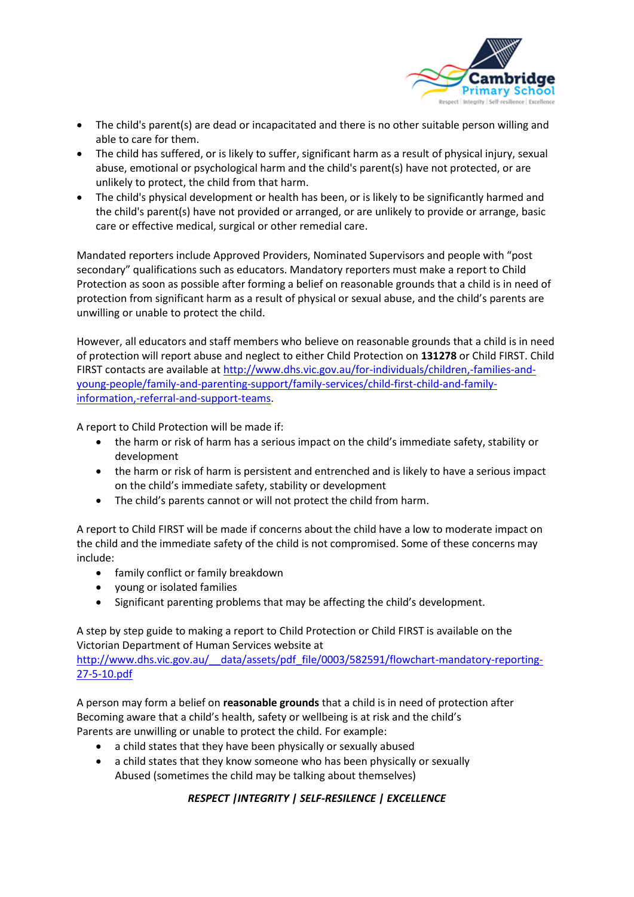- The child's parent(s) are dead or incapacitated and there is no other suitable person willing and able to care for them.
- The child has suffered, or is likely to suffer, significant harm as a result of physical injury, sexual abuse, emotional or psychological harm and the child's parent(s) have not protected, or are unlikely to protect, the child from that harm.
- The child's physical development or health has been, or is likely to be significantly harmed and the child's parent(s) have not provided or arranged, or are unlikely to provide or arrange, basic care or effective medical, surgical or other remedial care.

Mandated reporters include Approved Providers, Nominated Supervisors and people with "post secondary" qualifications such as educators. Mandatory reporters must make a report to Child Protection as soon as possible after forming a belief on reasonable grounds that a child is in need of protection from significant harm as a result of physical or sexual abuse, and the child's parents are unwilling or unable to protect the child.

However, all educators and staff members who believe on reasonable grounds that a child is in need of protection will report abuse and neglect to either Child Protection on **131278** or Child FIRST. Child FIRST contacts are available at [http://www.dhs.vic.gov.au/for-individuals/children,-families-and-young-people/family-and-parenting-support/family-services/child-first-child-and-family-information,-referral-and-support-teams](http://www.dhs.vic.gov.au/for-individuals/children,-families-and-young-people/family-and-parenting-support/family-services/child-first-child-and-family-information,-referral-and-support-teams).

A report to Child Protection will be made if:

- the harm or risk of harm has a serious impact on the child's immediate safety, stability or development
- the harm or risk of harm is persistent and entrenched and is likely to have a serious impact on the child's immediate safety, stability or development
- The child's parents cannot or will not protect the child from harm.

A report to Child FIRST will be made if concerns about the child have a low to moderate impact on the child and the immediate safety of the child is not compromised. Some of these concerns may include:

- family conflict or family breakdown
- young or isolated families
- Significant parenting problems that may be affecting the child's development.

A step by step guide to making a report to Child Protection or Child FIRST is available on the Victorian Department of Human Services website at
[http://www.dhs.vic.gov.au/__data/assets/pdf_file/0003/582591/flowchart-mandatory-reporting-27-5-10.pdf](http://www.dhs.vic.gov.au/__data/assets/pdf_file/0003/582591/flowchart-mandatory-reporting-27-5-10.pdf)

A person may form a belief on **reasonable grounds** that a child is in need of protection after Becoming aware that a child's health, safety or wellbeing is at risk and the child's Parents are unwilling or unable to protect the child. For example:

- a child states that they have been physically or sexually abused
- a child states that they know someone who has been physically or sexually Abused (sometimes the child may be talking about themselves)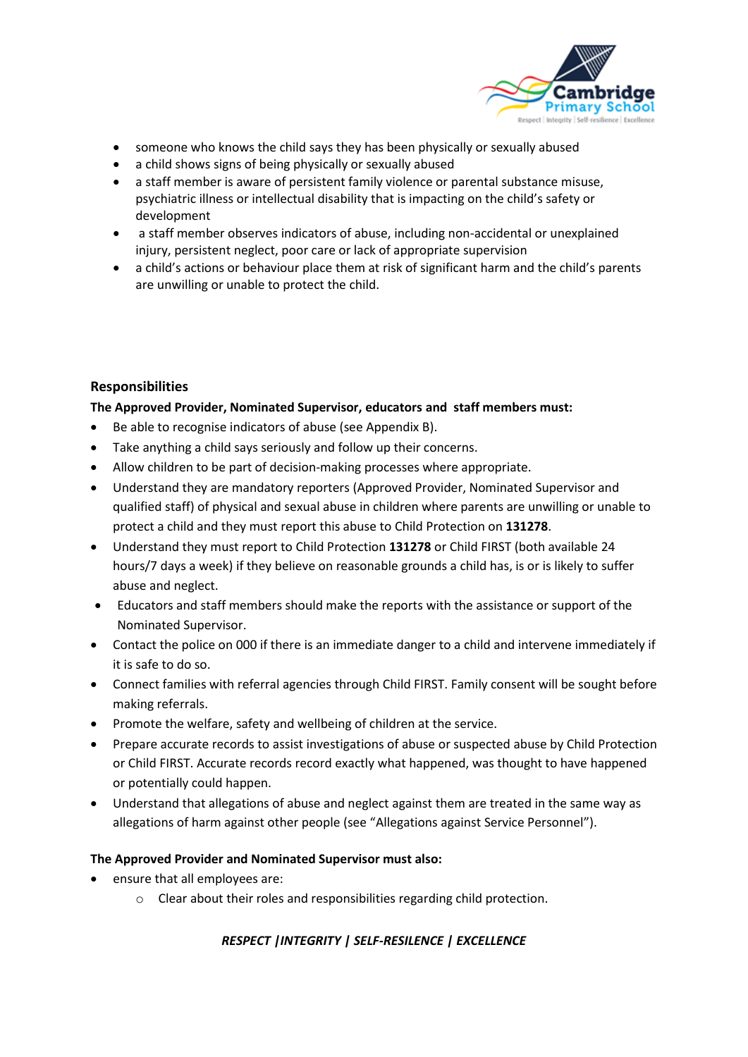- someone who knows the child says they has been physically or sexually abused
- a child shows signs of being physically or sexually abused
- a staff member is aware of persistent family violence or parental substance misuse, psychiatric illness or intellectual disability that is impacting on the child's safety or development
- a staff member observes indicators of abuse, including non-accidental or unexplained injury, persistent neglect, poor care or lack of appropriate supervision
- a child's actions or behaviour place them at risk of significant harm and the child's parents are unwilling or unable to protect the child.

### Responsibilities

**The Approved Provider, Nominated Supervisor, educators and staff members must:**

- Be able to recognise indicators of abuse (see Appendix B).
- Take anything a child says seriously and follow up their concerns.
- Allow children to be part of decision-making processes where appropriate.
- Understand they are mandatory reporters (Approved Provider, Nominated Supervisor and qualified staff) of physical and sexual abuse in children where parents are unwilling or unable to protect a child and they must report this abuse to Child Protection on **131278**.
- Understand they must report to Child Protection **131278** or Child FIRST (both available 24 hours/7 days a week) if they believe on reasonable grounds a child has, is or is likely to suffer abuse and neglect.
- Educators and staff members should make the reports with the assistance or support of the Nominated Supervisor.
- Contact the police on 000 if there is an immediate danger to a child and intervene immediately if it is safe to do so.
- Connect families with referral agencies through Child FIRST. Family consent will be sought before making referrals.
- Promote the welfare, safety and wellbeing of children at the service.
- Prepare accurate records to assist investigations of abuse or suspected abuse by Child Protection or Child FIRST. Accurate records record exactly what happened, was thought to have happened or potentially could happen.
- Understand that allegations of abuse and neglect against them are treated in the same way as allegations of harm against other people (see "Allegations against Service Personnel").

**The Approved Provider and Nominated Supervisor must also:**

- ensure that all employees are:
  - Clear about their roles and responsibilities regarding child protection.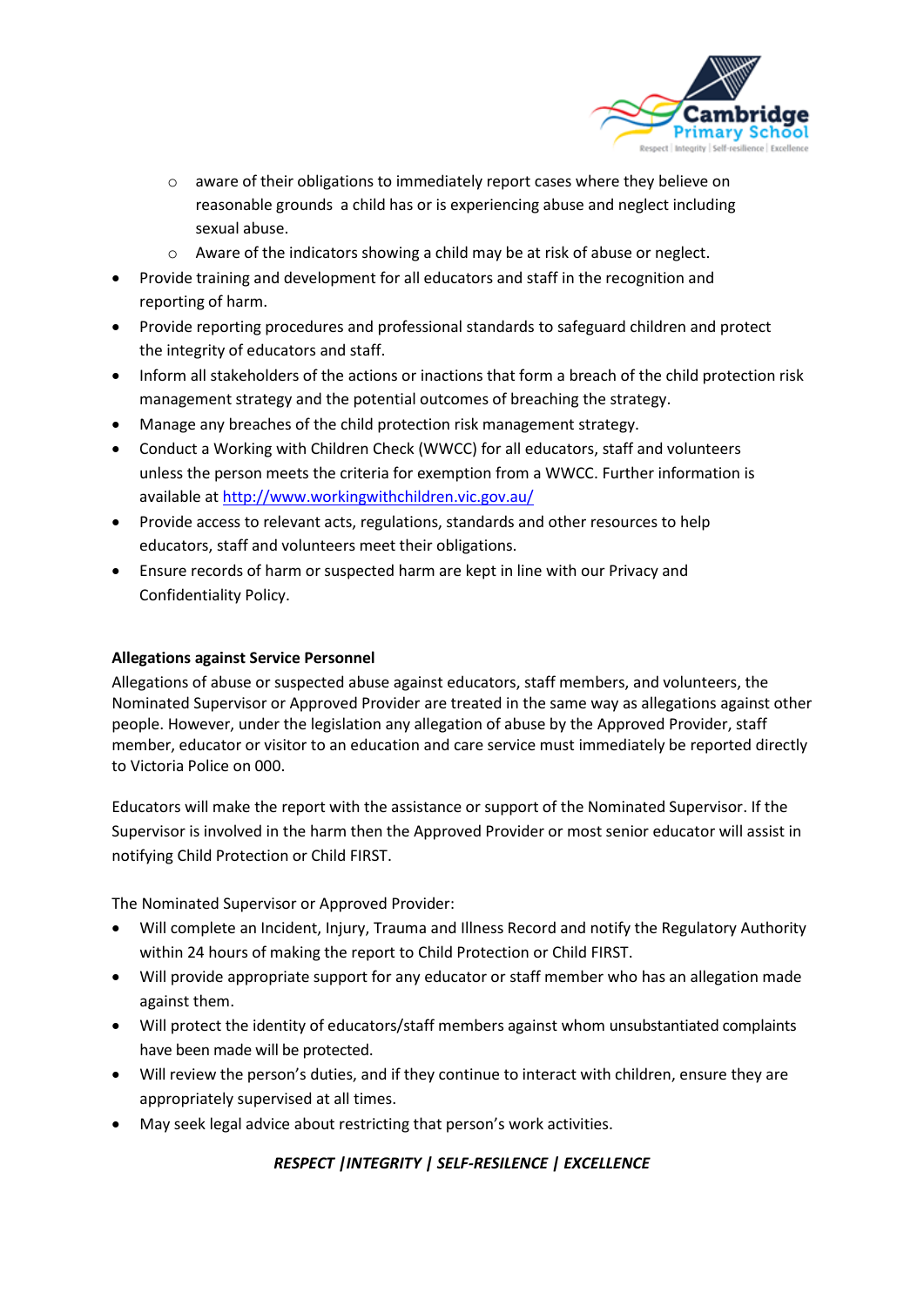- aware of their obligations to immediately report cases where they believe on reasonable grounds a child has or is experiencing abuse and neglect including sexual abuse.
   - Aware of the indicators showing a child may be at risk of abuse or neglect.
- Provide training and development for all educators and staff in the recognition and reporting of harm.
- Provide reporting procedures and professional standards to safeguard children and protect the integrity of educators and staff.
- Inform all stakeholders of the actions or inactions that form a breach of the child protection risk management strategy and the potential outcomes of breaching the strategy.
- Manage any breaches of the child protection risk management strategy.
- Conduct a Working with Children Check (WWCC) for all educators, staff and volunteers unless the person meets the criteria for exemption from a WWCC. Further information is available at http://www.workingwithchildren.vic.gov.au/
- Provide access to relevant acts, regulations, standards and other resources to help educators, staff and volunteers meet their obligations.
- Ensure records of harm or suspected harm are kept in line with our Privacy and Confidentiality Policy.

**Allegations against Service Personnel**

Allegations of abuse or suspected abuse against educators, staff members, and volunteers, the Nominated Supervisor or Approved Provider are treated in the same way as allegations against other people. However, under the legislation any allegation of abuse by the Approved Provider, staff member, educator or visitor to an education and care service must immediately be reported directly to Victoria Police on 000.

Educators will make the report with the assistance or support of the Nominated Supervisor. If the Supervisor is involved in the harm then the Approved Provider or most senior educator will assist in notifying Child Protection or Child FIRST.

The Nominated Supervisor or Approved Provider:

- Will complete an Incident, Injury, Trauma and Illness Record and notify the Regulatory Authority within 24 hours of making the report to Child Protection or Child FIRST.
- Will provide appropriate support for any educator or staff member who has an allegation made against them.
- Will protect the identity of educators/staff members against whom unsubstantiated complaints have been made will be protected.
- Will review the person's duties, and if they continue to interact with children, ensure they are appropriately supervised at all times.
- May seek legal advice about restricting that person's work activities.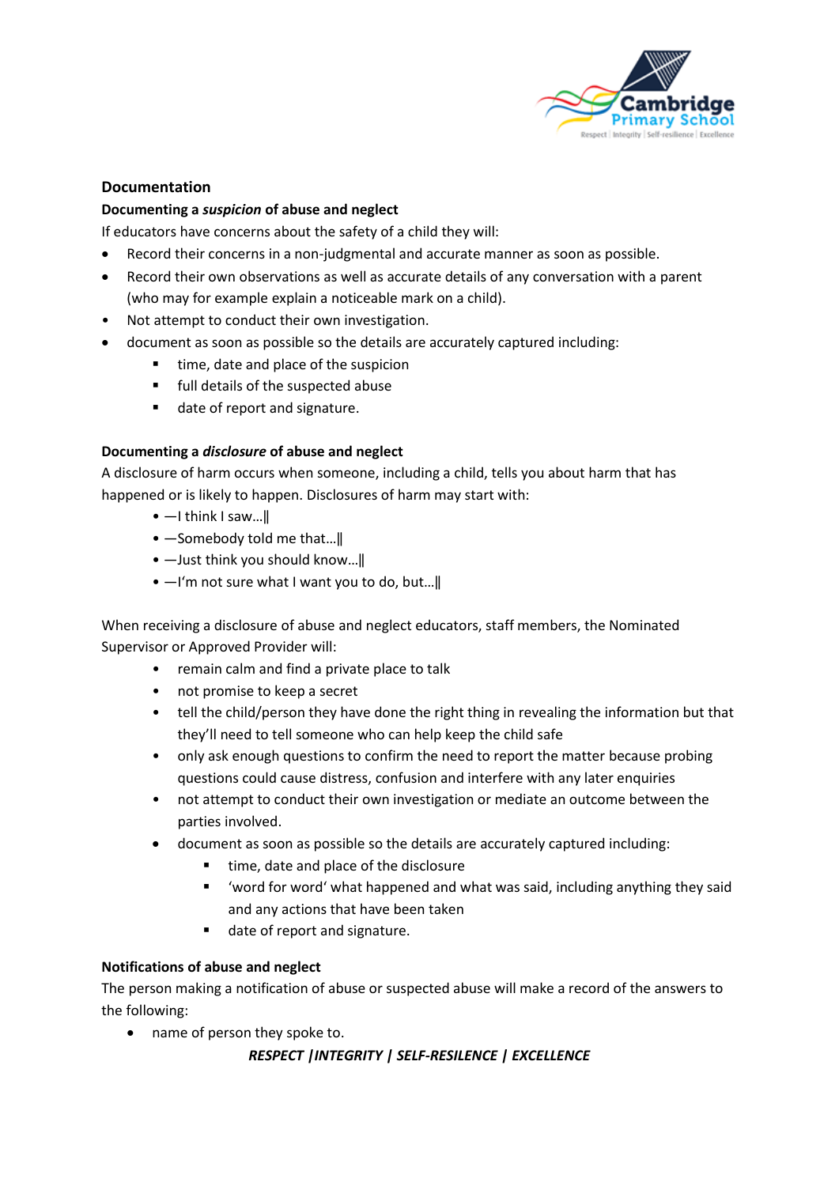## Documentation

**Documenting a *suspicion* of abuse and neglect**

If educators have concerns about the safety of a child they will:

- Record their concerns in a non-judgmental and accurate manner as soon as possible.
- Record their own observations as well as accurate details of any conversation with a parent (who may for example explain a noticeable mark on a child).
- Not attempt to conduct their own investigation.
- document as soon as possible so the details are accurately captured including:
  - time, date and place of the suspicion
  - full details of the suspected abuse
  - date of report and signature.

**Documenting a *disclosure* of abuse and neglect**

A disclosure of harm occurs when someone, including a child, tells you about harm that has happened or is likely to happen. Disclosures of harm may start with:

- —I think I saw…‖
- —Somebody told me that…‖
- —Just think you should know…‖
- —I'm not sure what I want you to do, but…‖

When receiving a disclosure of abuse and neglect educators, staff members, the Nominated Supervisor or Approved Provider will:

- remain calm and find a private place to talk
- not promise to keep a secret
- tell the child/person they have done the right thing in revealing the information but that they'll need to tell someone who can help keep the child safe
- only ask enough questions to confirm the need to report the matter because probing questions could cause distress, confusion and interfere with any later enquiries
- not attempt to conduct their own investigation or mediate an outcome between the parties involved.
- document as soon as possible so the details are accurately captured including:
  - time, date and place of the disclosure
  - 'word for word' what happened and what was said, including anything they said and any actions that have been taken
  - date of report and signature.

**Notifications of abuse and neglect**

The person making a notification of abuse or suspected abuse will make a record of the answers to the following:

- name of person they spoke to.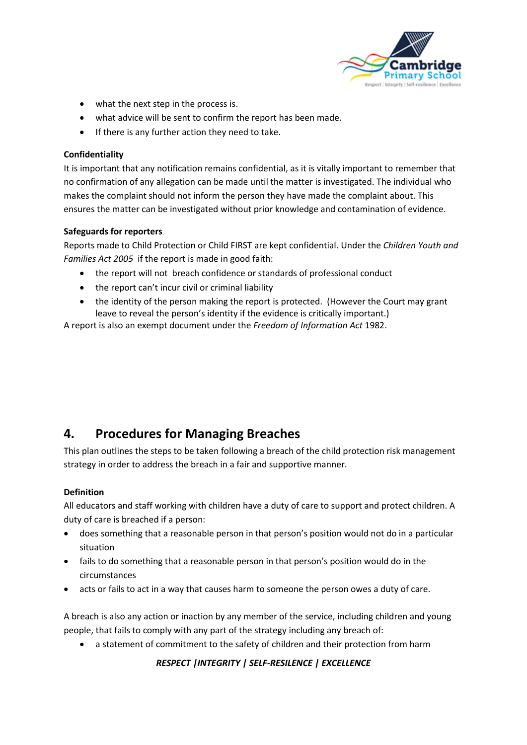- what the next step in the process is.
- what advice will be sent to confirm the report has been made.
- If there is any further action they need to take.

**Confidentiality**

It is important that any notification remains confidential, as it is vitally important to remember that no confirmation of any allegation can be made until the matter is investigated. The individual who makes the complaint should not inform the person they have made the complaint about. This ensures the matter can be investigated without prior knowledge and contamination of evidence.

**Safeguards for reporters**

Reports made to Child Protection or Child FIRST are kept confidential. Under the *Children Youth and Families Act 2005* if the report is made in good faith:

- the report will not breach confidence or standards of professional conduct
- the report can't incur civil or criminal liability
- the identity of the person making the report is protected. (However the Court may grant leave to reveal the person's identity if the evidence is critically important.)

A report is also an exempt document under the *Freedom of Information Act* 1982.

## 4. Procedures for Managing Breaches

This plan outlines the steps to be taken following a breach of the child protection risk management strategy in order to address the breach in a fair and supportive manner.

**Definition**

All educators and staff working with children have a duty of care to support and protect children. A duty of care is breached if a person:

- does something that a reasonable person in that person's position would not do in a particular situation
- fails to do something that a reasonable person in that person's position would do in the circumstances
- acts or fails to act in a way that causes harm to someone the person owes a duty of care.

A breach is also any action or inaction by any member of the service, including children and young people, that fails to comply with any part of the strategy including any breach of:

- a statement of commitment to the safety of children and their protection from harm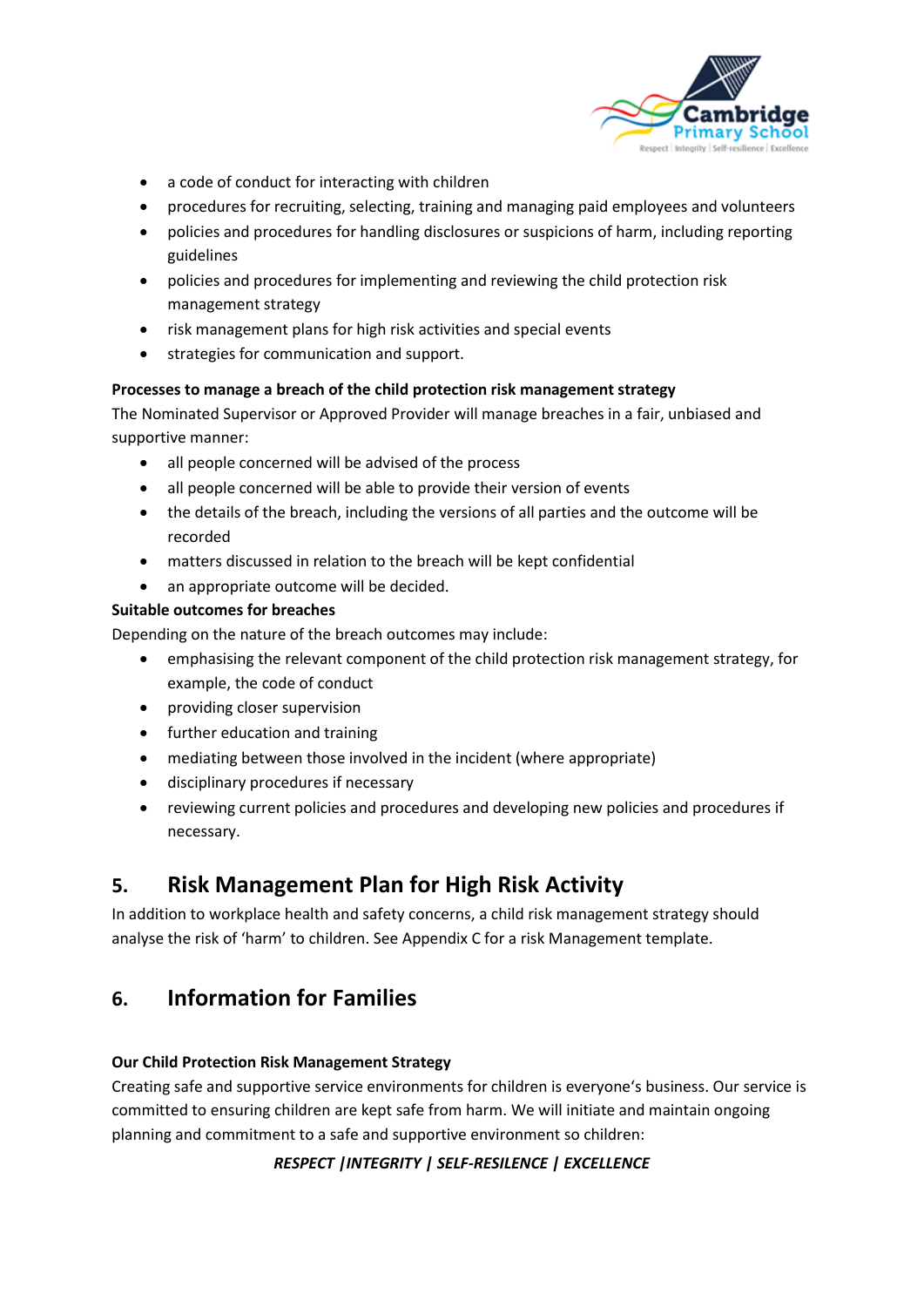- a code of conduct for interacting with children
- procedures for recruiting, selecting, training and managing paid employees and volunteers
- policies and procedures for handling disclosures or suspicions of harm, including reporting guidelines
- policies and procedures for implementing and reviewing the child protection risk management strategy
- risk management plans for high risk activities and special events
- strategies for communication and support.

**Processes to manage a breach of the child protection risk management strategy**

The Nominated Supervisor or Approved Provider will manage breaches in a fair, unbiased and supportive manner:

- all people concerned will be advised of the process
- all people concerned will be able to provide their version of events
- the details of the breach, including the versions of all parties and the outcome will be recorded
- matters discussed in relation to the breach will be kept confidential
- an appropriate outcome will be decided.

**Suitable outcomes for breaches**

Depending on the nature of the breach outcomes may include:

- emphasising the relevant component of the child protection risk management strategy, for example, the code of conduct
- providing closer supervision
- further education and training
- mediating between those involved in the incident (where appropriate)
- disciplinary procedures if necessary
- reviewing current policies and procedures and developing new policies and procedures if necessary.

## 5. Risk Management Plan for High Risk Activity

In addition to workplace health and safety concerns, a child risk management strategy should analyse the risk of 'harm' to children. See Appendix C for a risk Management template.

## 6. Information for Families

**Our Child Protection Risk Management Strategy**

Creating safe and supportive service environments for children is everyone's business. Our service is committed to ensuring children are kept safe from harm. We will initiate and maintain ongoing planning and commitment to a safe and supportive environment so children: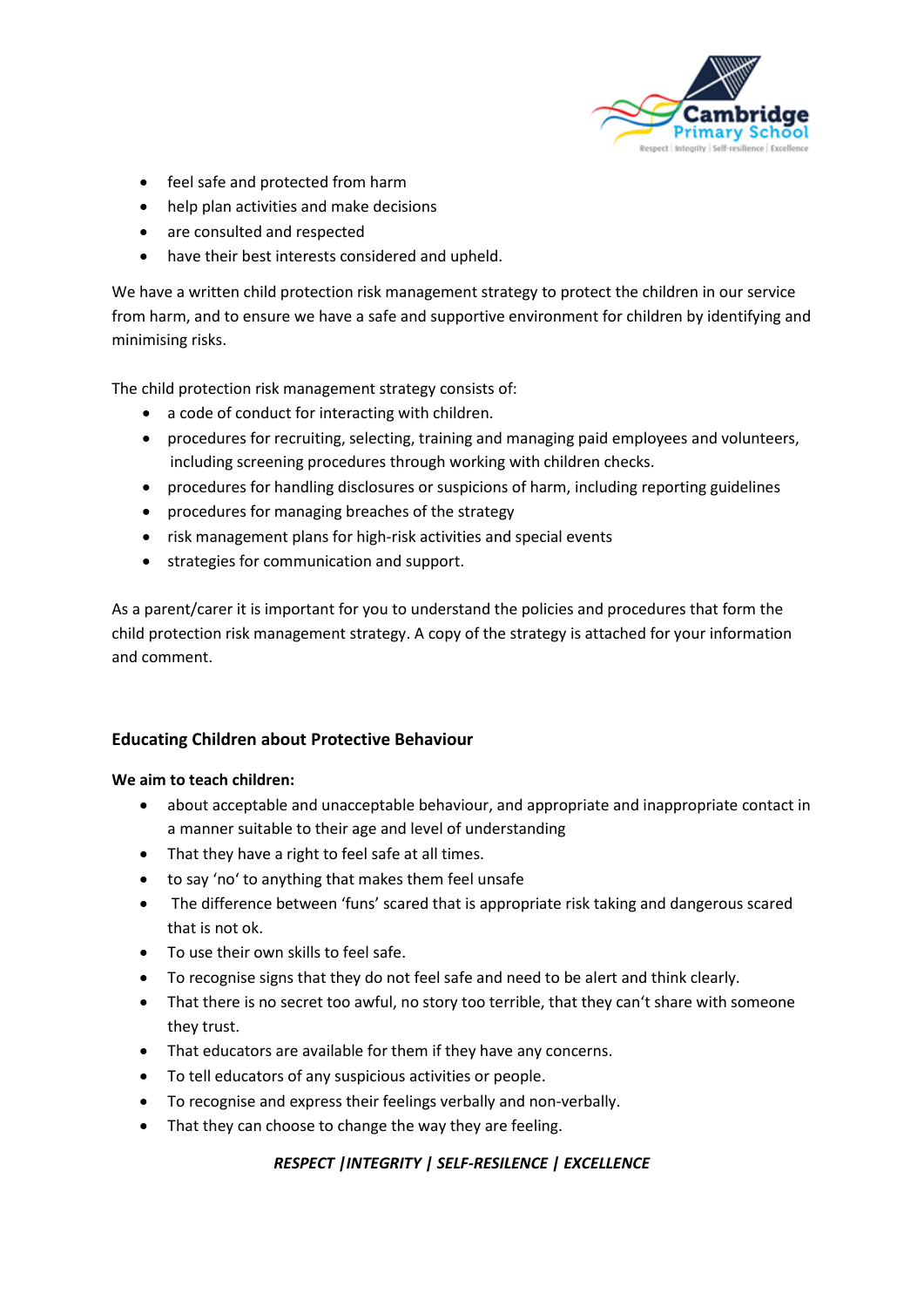- feel safe and protected from harm
- help plan activities and make decisions
- are consulted and respected
- have their best interests considered and upheld.

We have a written child protection risk management strategy to protect the children in our service from harm, and to ensure we have a safe and supportive environment for children by identifying and minimising risks.

The child protection risk management strategy consists of:

- a code of conduct for interacting with children.
- procedures for recruiting, selecting, training and managing paid employees and volunteers, including screening procedures through working with children checks.
- procedures for handling disclosures or suspicions of harm, including reporting guidelines
- procedures for managing breaches of the strategy
- risk management plans for high-risk activities and special events
- strategies for communication and support.

As a parent/carer it is important for you to understand the policies and procedures that form the child protection risk management strategy. A copy of the strategy is attached for your information and comment.

### Educating Children about Protective Behaviour

**We aim to teach children:**

- about acceptable and unacceptable behaviour, and appropriate and inappropriate contact in a manner suitable to their age and level of understanding
- That they have a right to feel safe at all times.
- to say 'no' to anything that makes them feel unsafe
- The difference between 'funs' scared that is appropriate risk taking and dangerous scared that is not ok.
- To use their own skills to feel safe.
- To recognise signs that they do not feel safe and need to be alert and think clearly.
- That there is no secret too awful, no story too terrible, that they can't share with someone they trust.
- That educators are available for them if they have any concerns.
- To tell educators of any suspicious activities or people.
- To recognise and express their feelings verbally and non-verbally.
- That they can choose to change the way they are feeling.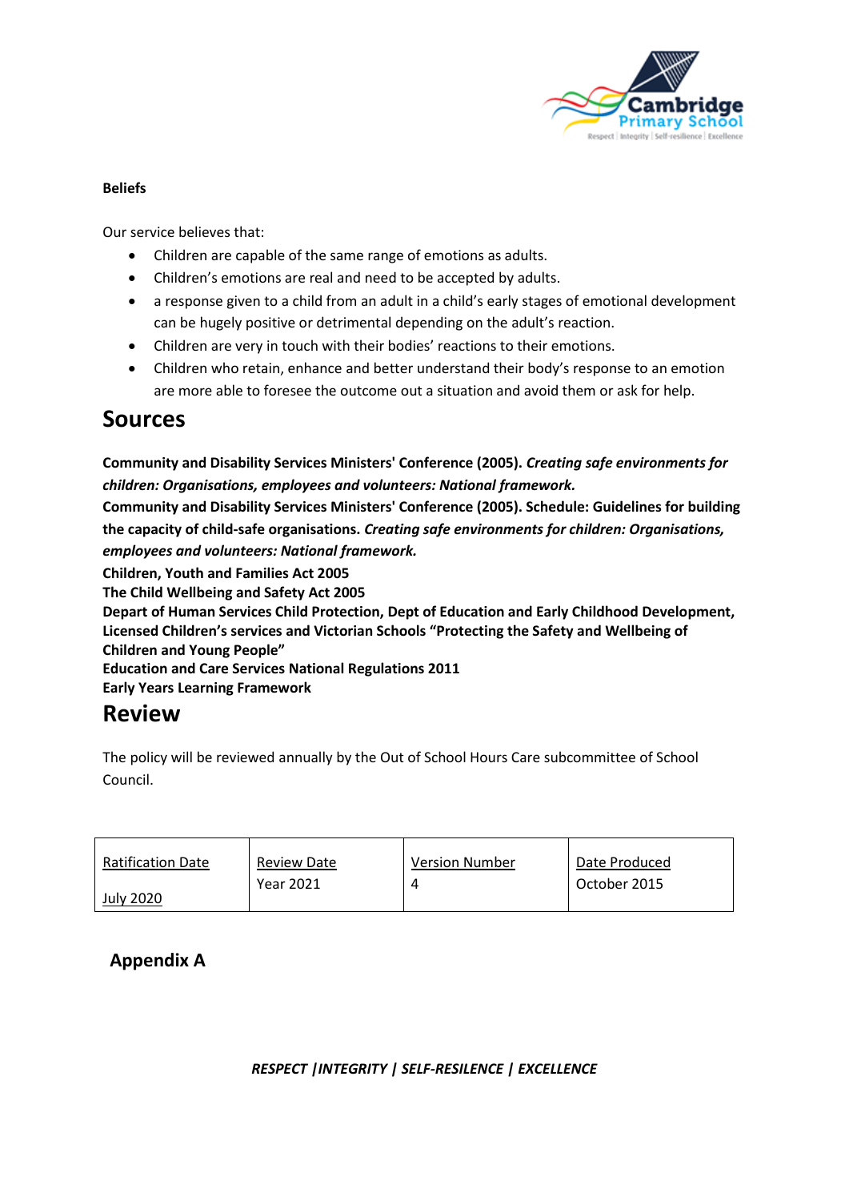**Beliefs**

Our service believes that:

- Children are capable of the same range of emotions as adults.
- Children's emotions are real and need to be accepted by adults.
- a response given to a child from an adult in a child's early stages of emotional development can be hugely positive or detrimental depending on the adult's reaction.
- Children are very in touch with their bodies' reactions to their emotions.
- Children who retain, enhance and better understand their body's response to an emotion are more able to foresee the outcome out a situation and avoid them or ask for help.

# Sources

**Community and Disability Services Ministers' Conference (2005).** ***Creating safe environments for children: Organisations, employees and volunteers: National framework.***
**Community and Disability Services Ministers' Conference (2005). Schedule: Guidelines for building the capacity of child-safe organisations.** ***Creating safe environments for children: Organisations, employees and volunteers: National framework.***
**Children, Youth and Families Act 2005**
**The Child Wellbeing and Safety Act 2005**
**Depart of Human Services Child Protection, Dept of Education and Early Childhood Development, Licensed Children's services and Victorian Schools "Protecting the Safety and Wellbeing of Children and Young People"**
**Education and Care Services National Regulations 2011**
**Early Years Learning Framework**

# Review

The policy will be reviewed annually by the Out of School Hours Care subcommittee of School Council.

| Ratification Date | Review Date | Version Number | Date Produced |
|---|---|---|---|
| July 2020 | Year 2021 | 4 | October 2015 |

## Appendix A

***RESPECT |INTEGRITY | SELF-RESILENCE | EXCELLENCE***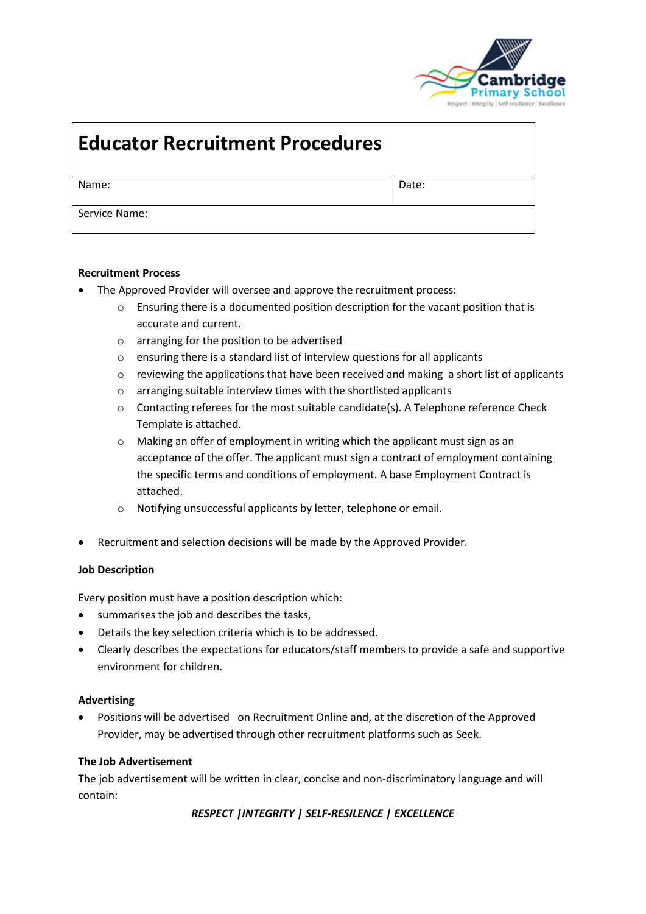# Educator Recruitment Procedures

| | |
|---|---|
| Name: | Date: |
| Service Name: | |

**Recruitment Process**

- The Approved Provider will oversee and approve the recruitment process:
  - Ensuring there is a documented position description for the vacant position that is accurate and current.
  - arranging for the position to be advertised
  - ensuring there is a standard list of interview questions for all applicants
  - reviewing the applications that have been received and making a short list of applicants
  - arranging suitable interview times with the shortlisted applicants
  - Contacting referees for the most suitable candidate(s). A Telephone reference Check Template is attached.
  - Making an offer of employment in writing which the applicant must sign as an acceptance of the offer. The applicant must sign a contract of employment containing the specific terms and conditions of employment. A base Employment Contract is attached.
  - Notifying unsuccessful applicants by letter, telephone or email.

- Recruitment and selection decisions will be made by the Approved Provider.

**Job Description**

Every position must have a position description which:

- summarises the job and describes the tasks,
- Details the key selection criteria which is to be addressed.
- Clearly describes the expectations for educators/staff members to provide a safe and supportive environment for children.

**Advertising**

- Positions will be advertised on Recruitment Online and, at the discretion of the Approved Provider, may be advertised through other recruitment platforms such as Seek.

**The Job Advertisement**

The job advertisement will be written in clear, concise and non-discriminatory language and will contain: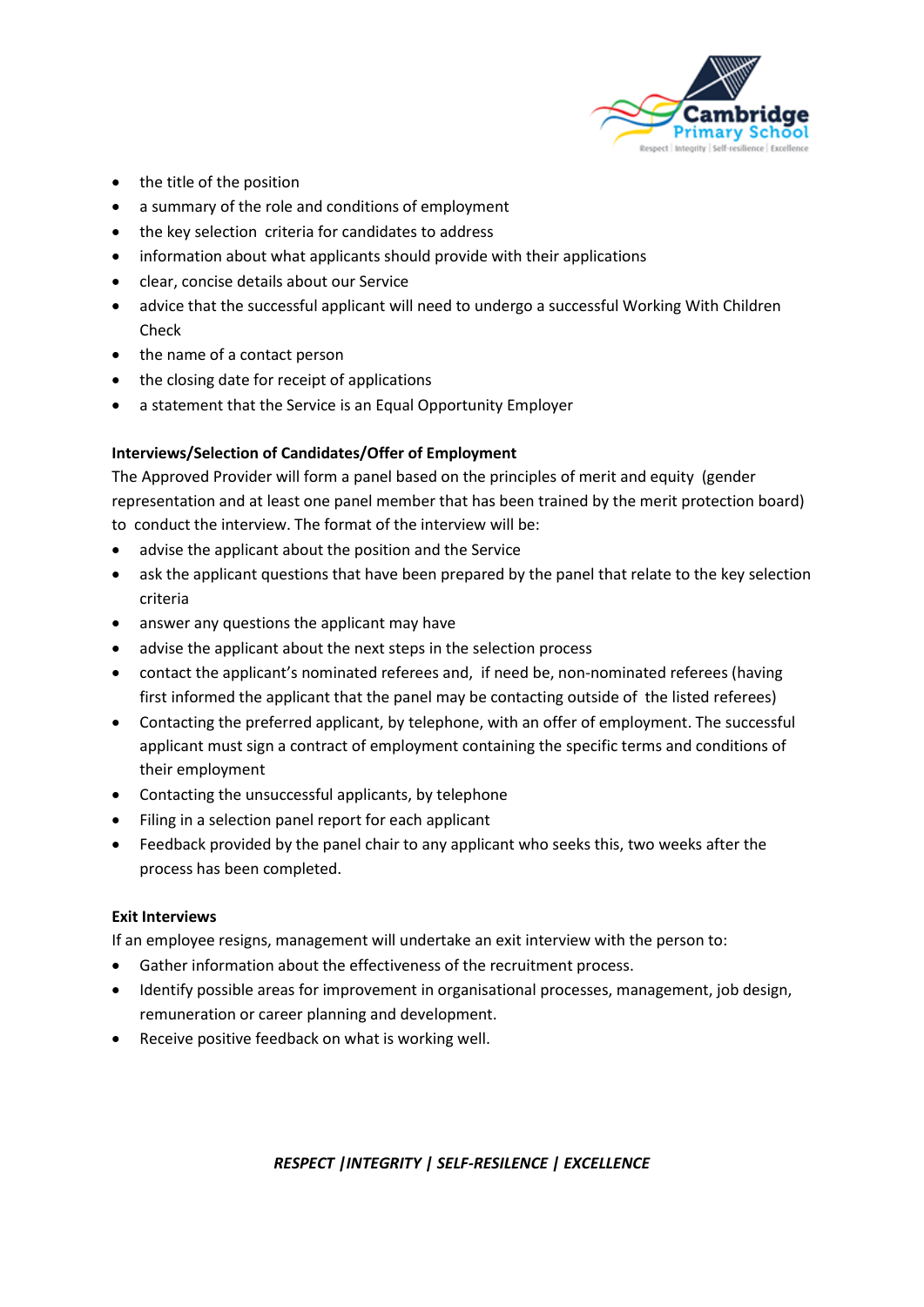- the title of the position
- a summary of the role and conditions of employment
- the key selection criteria for candidates to address
- information about what applicants should provide with their applications
- clear, concise details about our Service
- advice that the successful applicant will need to undergo a successful Working With Children Check
- the name of a contact person
- the closing date for receipt of applications
- a statement that the Service is an Equal Opportunity Employer

**Interviews/Selection of Candidates/Offer of Employment**

The Approved Provider will form a panel based on the principles of merit and equity (gender representation and at least one panel member that has been trained by the merit protection board) to conduct the interview. The format of the interview will be:

- advise the applicant about the position and the Service
- ask the applicant questions that have been prepared by the panel that relate to the key selection criteria
- answer any questions the applicant may have
- advise the applicant about the next steps in the selection process
- contact the applicant's nominated referees and, if need be, non-nominated referees (having first informed the applicant that the panel may be contacting outside of the listed referees)
- Contacting the preferred applicant, by telephone, with an offer of employment. The successful applicant must sign a contract of employment containing the specific terms and conditions of their employment
- Contacting the unsuccessful applicants, by telephone
- Filing in a selection panel report for each applicant
- Feedback provided by the panel chair to any applicant who seeks this, two weeks after the process has been completed.

**Exit Interviews**

If an employee resigns, management will undertake an exit interview with the person to:

- Gather information about the effectiveness of the recruitment process.
- Identify possible areas for improvement in organisational processes, management, job design, remuneration or career planning and development.
- Receive positive feedback on what is working well.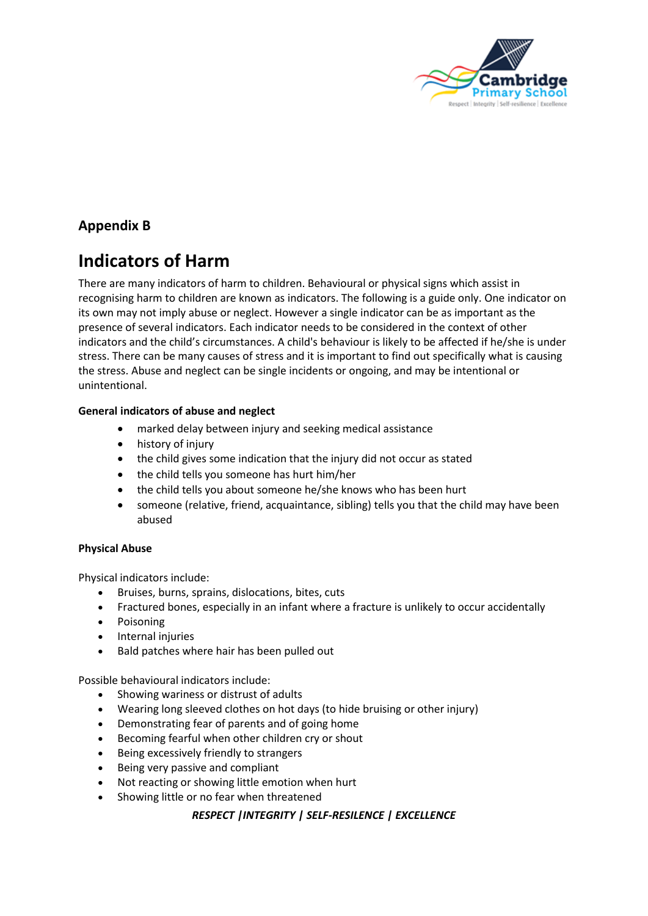## Appendix B

# Indicators of Harm

There are many indicators of harm to children. Behavioural or physical signs which assist in recognising harm to children are known as indicators. The following is a guide only. One indicator on its own may not imply abuse or neglect. However a single indicator can be as important as the presence of several indicators. Each indicator needs to be considered in the context of other indicators and the child's circumstances. A child's behaviour is likely to be affected if he/she is under stress. There can be many causes of stress and it is important to find out specifically what is causing the stress. Abuse and neglect can be single incidents or ongoing, and may be intentional or unintentional.

**General indicators of abuse and neglect**

- marked delay between injury and seeking medical assistance
- history of injury
- the child gives some indication that the injury did not occur as stated
- the child tells you someone has hurt him/her
- the child tells you about someone he/she knows who has been hurt
- someone (relative, friend, acquaintance, sibling) tells you that the child may have been abused

**Physical Abuse**

Physical indicators include:

- Bruises, burns, sprains, dislocations, bites, cuts
- Fractured bones, especially in an infant where a fracture is unlikely to occur accidentally
- Poisoning
- Internal injuries
- Bald patches where hair has been pulled out

Possible behavioural indicators include:

- Showing wariness or distrust of adults
- Wearing long sleeved clothes on hot days (to hide bruising or other injury)
- Demonstrating fear of parents and of going home
- Becoming fearful when other children cry or shout
- Being excessively friendly to strangers
- Being very passive and compliant
- Not reacting or showing little emotion when hurt
- Showing little or no fear when threatened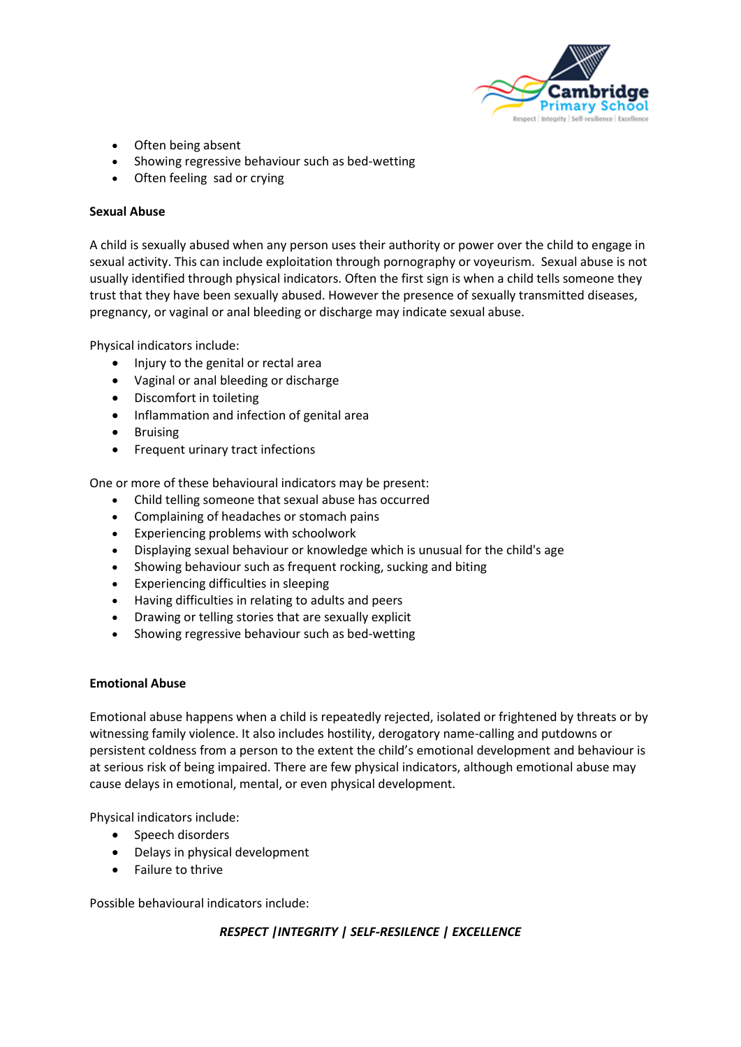- Often being absent
- Showing regressive behaviour such as bed-wetting
- Often feeling  sad or crying

**Sexual Abuse**

A child is sexually abused when any person uses their authority or power over the child to engage in sexual activity. This can include exploitation through pornography or voyeurism.  Sexual abuse is not usually identified through physical indicators. Often the first sign is when a child tells someone they trust that they have been sexually abused. However the presence of sexually transmitted diseases, pregnancy, or vaginal or anal bleeding or discharge may indicate sexual abuse.

Physical indicators include:

- Injury to the genital or rectal area
- Vaginal or anal bleeding or discharge
- Discomfort in toileting
- Inflammation and infection of genital area
- Bruising
- Frequent urinary tract infections

One or more of these behavioural indicators may be present:

- Child telling someone that sexual abuse has occurred
- Complaining of headaches or stomach pains
- Experiencing problems with schoolwork
- Displaying sexual behaviour or knowledge which is unusual for the child's age
- Showing behaviour such as frequent rocking, sucking and biting
- Experiencing difficulties in sleeping
- Having difficulties in relating to adults and peers
- Drawing or telling stories that are sexually explicit
- Showing regressive behaviour such as bed-wetting

**Emotional Abuse**

Emotional abuse happens when a child is repeatedly rejected, isolated or frightened by threats or by witnessing family violence. It also includes hostility, derogatory name-calling and putdowns or persistent coldness from a person to the extent the child's emotional development and behaviour is at serious risk of being impaired. There are few physical indicators, although emotional abuse may cause delays in emotional, mental, or even physical development.

Physical indicators include:

- Speech disorders
- Delays in physical development
- Failure to thrive

Possible behavioural indicators include: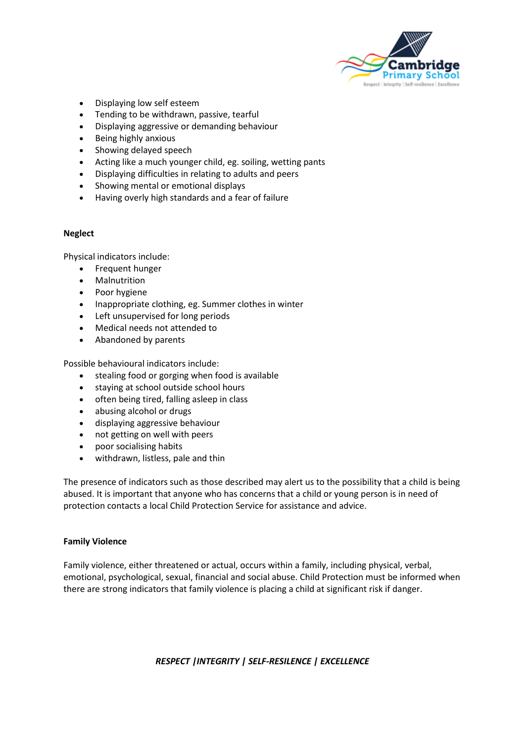- Displaying low self esteem
- Tending to be withdrawn, passive, tearful
- Displaying aggressive or demanding behaviour
- Being highly anxious
- Showing delayed speech
- Acting like a much younger child, eg. soiling, wetting pants
- Displaying difficulties in relating to adults and peers
- Showing mental or emotional displays
- Having overly high standards and a fear of failure

**Neglect**

Physical indicators include:

- Frequent hunger
- Malnutrition
- Poor hygiene
- Inappropriate clothing, eg. Summer clothes in winter
- Left unsupervised for long periods
- Medical needs not attended to
- Abandoned by parents

Possible behavioural indicators include:

- stealing food or gorging when food is available
- staying at school outside school hours
- often being tired, falling asleep in class
- abusing alcohol or drugs
- displaying aggressive behaviour
- not getting on well with peers
- poor socialising habits
- withdrawn, listless, pale and thin

The presence of indicators such as those described may alert us to the possibility that a child is being abused. It is important that anyone who has concerns that a child or young person is in need of protection contacts a local Child Protection Service for assistance and advice.

**Family Violence**

Family violence, either threatened or actual, occurs within a family, including physical, verbal, emotional, psychological, sexual, financial and social abuse. Child Protection must be informed when there are strong indicators that family violence is placing a child at significant risk if danger.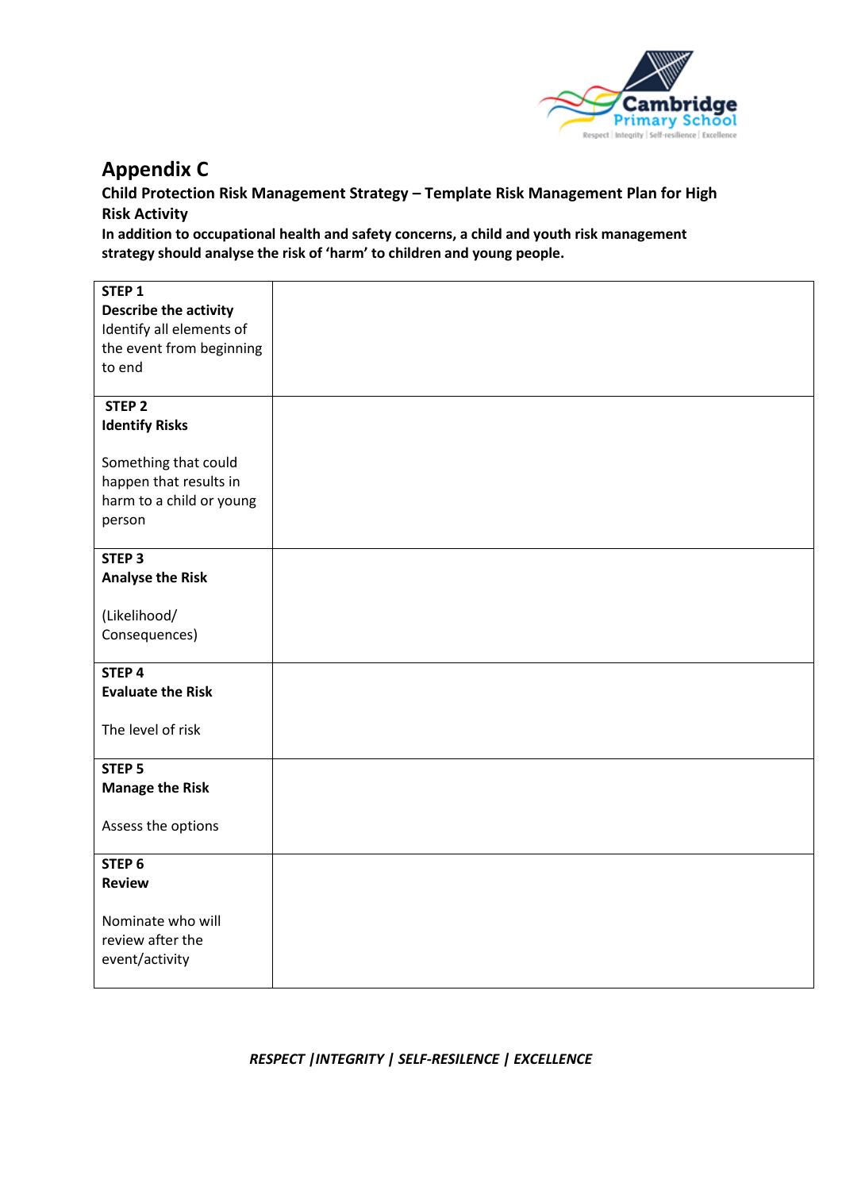# Appendix C

**Child Protection Risk Management Strategy – Template Risk Management Plan for High Risk Activity**

**In addition to occupational health and safety concerns, a child and youth risk management strategy should analyse the risk of 'harm' to children and young people.**

| | |
|---|---|
| **STEP 1**<br>**Describe the activity**<br>Identify all elements of the event from beginning to end | |
| **STEP 2**<br>**Identify Risks**<br><br>Something that could happen that results in harm to a child or young person | |
| **STEP 3**<br>**Analyse the Risk**<br><br>(Likelihood/ Consequences) | |
| **STEP 4**<br>**Evaluate the Risk**<br><br>The level of risk | |
| **STEP 5**<br>**Manage the Risk**<br><br>Assess the options | |
| **STEP 6**<br>**Review**<br><br>Nominate who will review after the event/activity | |

***RESPECT |INTEGRITY | SELF-RESILENCE | EXCELLENCE***